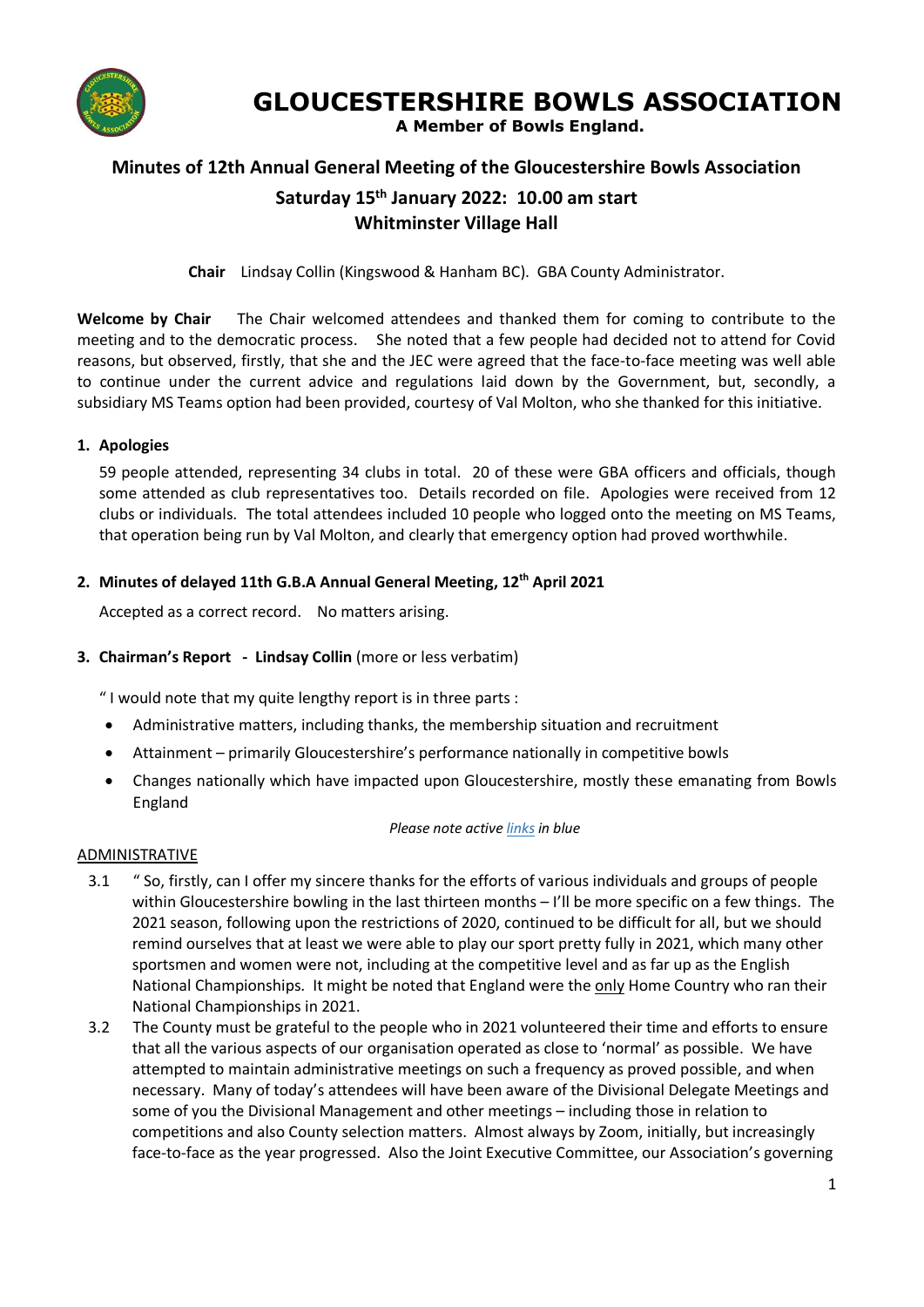# GLOUCESTERSHIRE BOWLS ASSOCIATION

**A Member of Bowls England.**

## Minutes of 12th Annual General Meeting of the Gloucestershire Bowls Association

### Saturday 15th January 2022: 10.00 am start
### Whitminster Village Hall

**Chair** Lindsay Collin (Kingswood & Hanham BC). GBA County Administrator.

**Welcome by Chair** The Chair welcomed attendees and thanked them for coming to contribute to the meeting and to the democratic process. She noted that a few people had decided not to attend for Covid reasons, but observed, firstly, that she and the JEC were agreed that the face-to-face meeting was well able to continue under the current advice and regulations laid down by the Government, but, secondly, a subsidiary MS Teams option had been provided, courtesy of Val Molton, who she thanked for this initiative.

**1. Apologies**

59 people attended, representing 34 clubs in total. 20 of these were GBA officers and officials, though some attended as club representatives too. Details recorded on file. Apologies were received from 12 clubs or individuals. The total attendees included 10 people who logged onto the meeting on MS Teams, that operation being run by Val Molton, and clearly that emergency option had proved worthwhile.

**2. Minutes of delayed 11th G.B.A Annual General Meeting, 12th April 2021**

Accepted as a correct record. No matters arising.

**3. Chairman's Report - Lindsay Collin** (more or less verbatim)

" I would note that my quite lengthy report is in three parts :

- Administrative matters, including thanks, the membership situation and recruitment
- Attainment – primarily Gloucestershire's performance nationally in competitive bowls
- Changes nationally which have impacted upon Gloucestershire, mostly these emanating from Bowls England

*Please note active links in blue*

ADMINISTRATIVE

3.1 " So, firstly, can I offer my sincere thanks for the efforts of various individuals and groups of people within Gloucestershire bowling in the last thirteen months – I'll be more specific on a few things. The 2021 season, following upon the restrictions of 2020, continued to be difficult for all, but we should remind ourselves that at least we were able to play our sport pretty fully in 2021, which many other sportsmen and women were not, including at the competitive level and as far up as the English National Championships. It might be noted that England were the only Home Country who ran their National Championships in 2021.

3.2 The County must be grateful to the people who in 2021 volunteered their time and efforts to ensure that all the various aspects of our organisation operated as close to 'normal' as possible. We have attempted to maintain administrative meetings on such a frequency as proved possible, and when necessary. Many of today's attendees will have been aware of the Divisional Delegate Meetings and some of you the Divisional Management and other meetings – including those in relation to competitions and also County selection matters. Almost always by Zoom, initially, but increasingly face-to-face as the year progressed. Also the Joint Executive Committee, our Association's governing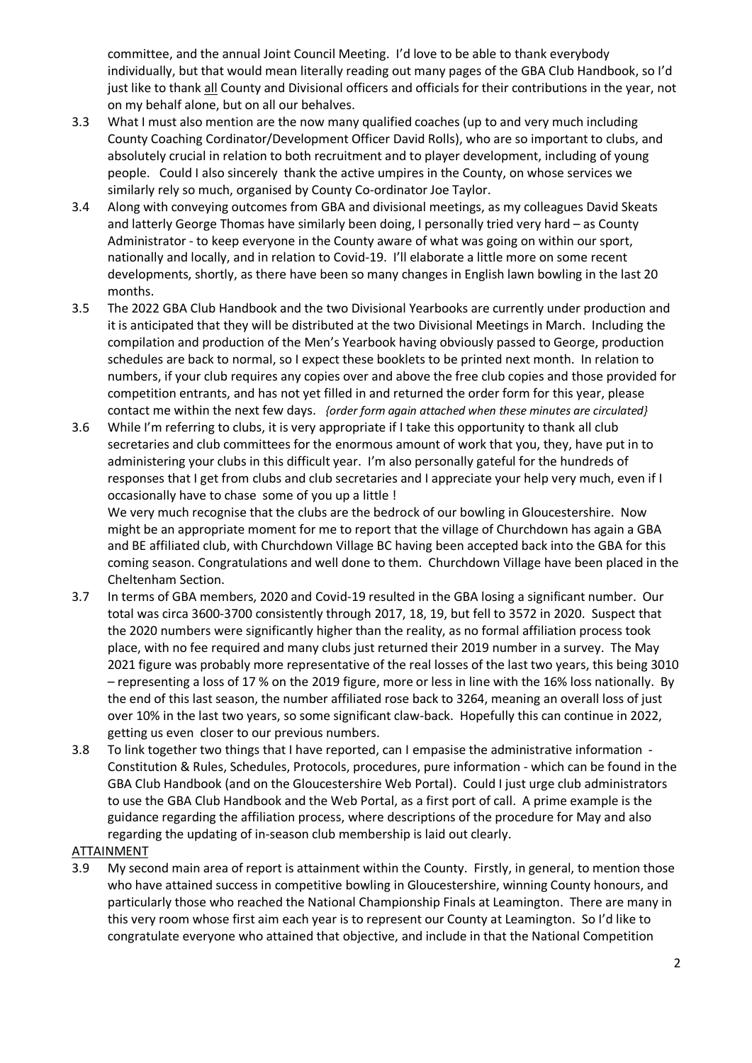committee, and the annual Joint Council Meeting. I'd love to be able to thank everybody individually, but that would mean literally reading out many pages of the GBA Club Handbook, so I'd just like to thank all County and Divisional officers and officials for their contributions in the year, not on my behalf alone, but on all our behalves.

3.3 What I must also mention are the now many qualified coaches (up to and very much including County Coaching Cordinator/Development Officer David Rolls), who are so important to clubs, and absolutely crucial in relation to both recruitment and to player development, including of young people. Could I also sincerely thank the active umpires in the County, on whose services we similarly rely so much, organised by County Co-ordinator Joe Taylor.

3.4 Along with conveying outcomes from GBA and divisional meetings, as my colleagues David Skeats and latterly George Thomas have similarly been doing, I personally tried very hard – as County Administrator - to keep everyone in the County aware of what was going on within our sport, nationally and locally, and in relation to Covid-19. I'll elaborate a little more on some recent developments, shortly, as there have been so many changes in English lawn bowling in the last 20 months.

3.5 The 2022 GBA Club Handbook and the two Divisional Yearbooks are currently under production and it is anticipated that they will be distributed at the two Divisional Meetings in March. Including the compilation and production of the Men's Yearbook having obviously passed to George, production schedules are back to normal, so I expect these booklets to be printed next month. In relation to numbers, if your club requires any copies over and above the free club copies and those provided for competition entrants, and has not yet filled in and returned the order form for this year, please contact me within the next few days. *{order form again attached when these minutes are circulated}*

3.6 While I'm referring to clubs, it is very appropriate if I take this opportunity to thank all club secretaries and club committees for the enormous amount of work that you, they, have put in to administering your clubs in this difficult year. I'm also personally gateful for the hundreds of responses that I get from clubs and club secretaries and I appreciate your help very much, even if I occasionally have to chase some of you up a little !

We very much recognise that the clubs are the bedrock of our bowling in Gloucestershire. Now might be an appropriate moment for me to report that the village of Churchdown has again a GBA and BE affiliated club, with Churchdown Village BC having been accepted back into the GBA for this coming season. Congratulations and well done to them. Churchdown Village have been placed in the Cheltenham Section.

3.7 In terms of GBA members, 2020 and Covid-19 resulted in the GBA losing a significant number. Our total was circa 3600-3700 consistently through 2017, 18, 19, but fell to 3572 in 2020. Suspect that the 2020 numbers were significantly higher than the reality, as no formal affiliation process took place, with no fee required and many clubs just returned their 2019 number in a survey. The May 2021 figure was probably more representative of the real losses of the last two years, this being 3010 – representing a loss of 17 % on the 2019 figure, more or less in line with the 16% loss nationally. By the end of this last season, the number affiliated rose back to 3264, meaning an overall loss of just over 10% in the last two years, so some significant claw-back. Hopefully this can continue in 2022, getting us even closer to our previous numbers.

3.8 To link together two things that I have reported, can I empasise the administrative information - Constitution & Rules, Schedules, Protocols, procedures, pure information - which can be found in the GBA Club Handbook (and on the Gloucestershire Web Portal). Could I just urge club administrators to use the GBA Club Handbook and the Web Portal, as a first port of call. A prime example is the guidance regarding the affiliation process, where descriptions of the procedure for May and also regarding the updating of in-season club membership is laid out clearly.

ATTAINMENT

3.9 My second main area of report is attainment within the County. Firstly, in general, to mention those who have attained success in competitive bowling in Gloucestershire, winning County honours, and particularly those who reached the National Championship Finals at Leamington. There are many in this very room whose first aim each year is to represent our County at Leamington. So I'd like to congratulate everyone who attained that objective, and include in that the National Competition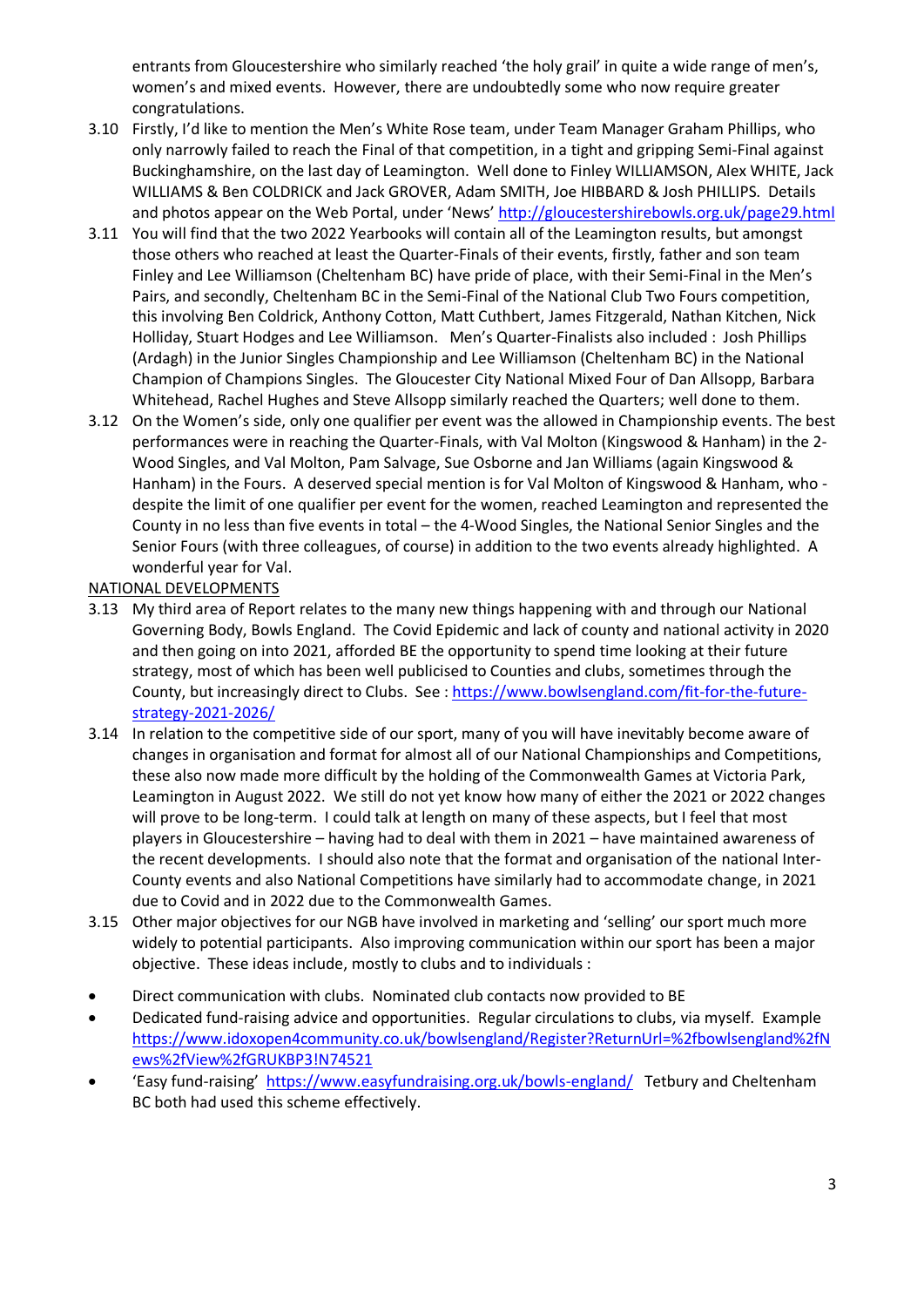entrants from Gloucestershire who similarly reached 'the holy grail' in quite a wide range of men's, women's and mixed events. However, there are undoubtedly some who now require greater congratulations.

3.10 Firstly, I'd like to mention the Men's White Rose team, under Team Manager Graham Phillips, who only narrowly failed to reach the Final of that competition, in a tight and gripping Semi-Final against Buckinghamshire, on the last day of Leamington. Well done to Finley WILLIAMSON, Alex WHITE, Jack WILLIAMS & Ben COLDRICK and Jack GROVER, Adam SMITH, Joe HIBBARD & Josh PHILLIPS. Details and photos appear on the Web Portal, under 'News' http://gloucestershirebowls.org.uk/page29.html

3.11 You will find that the two 2022 Yearbooks will contain all of the Leamington results, but amongst those others who reached at least the Quarter-Finals of their events, firstly, father and son team Finley and Lee Williamson (Cheltenham BC) have pride of place, with their Semi-Final in the Men's Pairs, and secondly, Cheltenham BC in the Semi-Final of the National Club Two Fours competition, this involving Ben Coldrick, Anthony Cotton, Matt Cuthbert, James Fitzgerald, Nathan Kitchen, Nick Holliday, Stuart Hodges and Lee Williamson. Men's Quarter-Finalists also included : Josh Phillips (Ardagh) in the Junior Singles Championship and Lee Williamson (Cheltenham BC) in the National Champion of Champions Singles. The Gloucester City National Mixed Four of Dan Allsopp, Barbara Whitehead, Rachel Hughes and Steve Allsopp similarly reached the Quarters; well done to them.

3.12 On the Women's side, only one qualifier per event was the allowed in Championship events. The best performances were in reaching the Quarter-Finals, with Val Molton (Kingswood & Hanham) in the 2-Wood Singles, and Val Molton, Pam Salvage, Sue Osborne and Jan Williams (again Kingswood & Hanham) in the Fours. A deserved special mention is for Val Molton of Kingswood & Hanham, who - despite the limit of one qualifier per event for the women, reached Leamington and represented the County in no less than five events in total – the 4-Wood Singles, the National Senior Singles and the Senior Fours (with three colleagues, of course) in addition to the two events already highlighted. A wonderful year for Val.

NATIONAL DEVELOPMENTS

3.13 My third area of Report relates to the many new things happening with and through our National Governing Body, Bowls England. The Covid Epidemic and lack of county and national activity in 2020 and then going on into 2021, afforded BE the opportunity to spend time looking at their future strategy, most of which has been well publicised to Counties and clubs, sometimes through the County, but increasingly direct to Clubs. See : https://www.bowlsengland.com/fit-for-the-future-strategy-2021-2026/

3.14 In relation to the competitive side of our sport, many of you will have inevitably become aware of changes in organisation and format for almost all of our National Championships and Competitions, these also now made more difficult by the holding of the Commonwealth Games at Victoria Park, Leamington in August 2022. We still do not yet know how many of either the 2021 or 2022 changes will prove to be long-term. I could talk at length on many of these aspects, but I feel that most players in Gloucestershire – having had to deal with them in 2021 – have maintained awareness of the recent developments. I should also note that the format and organisation of the national Inter-County events and also National Competitions have similarly had to accommodate change, in 2021 due to Covid and in 2022 due to the Commonwealth Games.

3.15 Other major objectives for our NGB have involved in marketing and 'selling' our sport much more widely to potential participants. Also improving communication within our sport has been a major objective. These ideas include, mostly to clubs and to individuals :

- Direct communication with clubs. Nominated club contacts now provided to BE
- Dedicated fund-raising advice and opportunities. Regular circulations to clubs, via myself. Example https://www.idoxopen4community.co.uk/bowlsengland/Register?ReturnUrl=%2fbowlsengland%2fNews%2fView%2fGRUKBP3!N74521
- 'Easy fund-raising' https://www.easyfundraising.org.uk/bowls-england/ Tetbury and Cheltenham BC both had used this scheme effectively.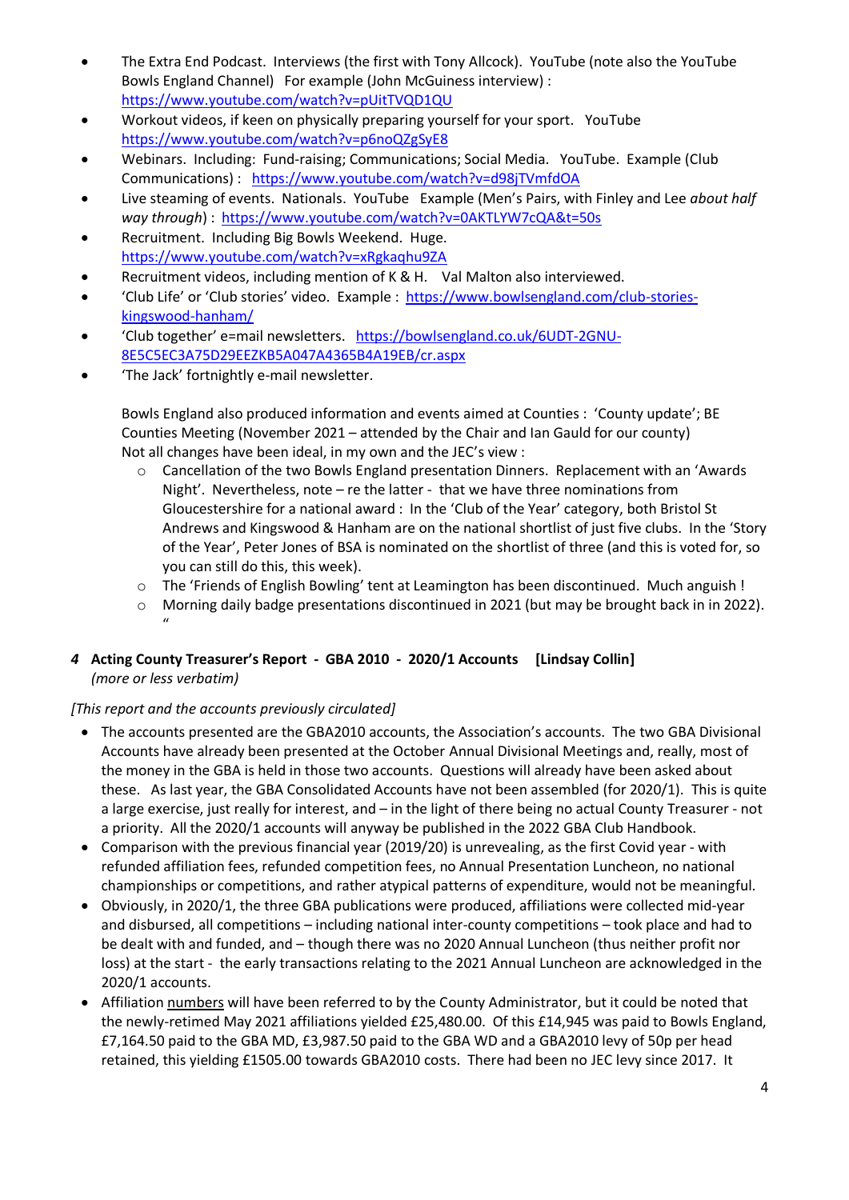- The Extra End Podcast. Interviews (the first with Tony Allcock). YouTube (note also the YouTube Bowls England Channel) For example (John McGuiness interview) : https://www.youtube.com/watch?v=pUitTVQD1QU
- Workout videos, if keen on physically preparing yourself for your sport. YouTube https://www.youtube.com/watch?v=p6noQZgSyE8
- Webinars. Including: Fund-raising; Communications; Social Media. YouTube. Example (Club Communications) : https://www.youtube.com/watch?v=d98jTVmfdOA
- Live steaming of events. Nationals. YouTube Example (Men's Pairs, with Finley and Lee *about half way through*) : https://www.youtube.com/watch?v=0AKTLYW7cQA&t=50s
- Recruitment. Including Big Bowls Weekend. Huge. https://www.youtube.com/watch?v=xRgkaqhu9ZA
- Recruitment videos, including mention of K & H. Val Malton also interviewed.
- 'Club Life' or 'Club stories' video. Example : https://www.bowlsengland.com/club-stories-kingswood-hanham/
- 'Club together' e=mail newsletters. https://bowlsengland.co.uk/6UDT-2GNU-8E5C5EC3A75D29EEZKB5A047A4365B4A19EB/cr.aspx
- 'The Jack' fortnightly e-mail newsletter.

  Bowls England also produced information and events aimed at Counties : 'County update'; BE Counties Meeting (November 2021 – attended by the Chair and Ian Gauld for our county)
  Not all changes have been ideal, in my own and the JEC's view :
  - Cancellation of the two Bowls England presentation Dinners. Replacement with an 'Awards Night'. Nevertheless, note – re the latter - that we have three nominations from Gloucestershire for a national award : In the 'Club of the Year' category, both Bristol St Andrews and Kingswood & Hanham are on the national shortlist of just five clubs. In the 'Story of the Year', Peter Jones of BSA is nominated on the shortlist of three (and this is voted for, so you can still do this, this week).
  - The 'Friends of English Bowling' tent at Leamington has been discontinued. Much anguish !
  - Morning daily badge presentations discontinued in 2021 (but may be brought back in in 2022). "

### *4* Acting County Treasurer's Report - GBA 2010 - 2020/1 Accounts [Lindsay Collin]

*(more or less verbatim)*

*[This report and the accounts previously circulated]*

- The accounts presented are the GBA2010 accounts, the Association's accounts. The two GBA Divisional Accounts have already been presented at the October Annual Divisional Meetings and, really, most of the money in the GBA is held in those two accounts. Questions will already have been asked about these. As last year, the GBA Consolidated Accounts have not been assembled (for 2020/1). This is quite a large exercise, just really for interest, and – in the light of there being no actual County Treasurer - not a priority. All the 2020/1 accounts will anyway be published in the 2022 GBA Club Handbook.
- Comparison with the previous financial year (2019/20) is unrevealing, as the first Covid year - with refunded affiliation fees, refunded competition fees, no Annual Presentation Luncheon, no national championships or competitions, and rather atypical patterns of expenditure, would not be meaningful.
- Obviously, in 2020/1, the three GBA publications were produced, affiliations were collected mid-year and disbursed, all competitions – including national inter-county competitions – took place and had to be dealt with and funded, and – though there was no 2020 Annual Luncheon (thus neither profit nor loss) at the start - the early transactions relating to the 2021 Annual Luncheon are acknowledged in the 2020/1 accounts.
- Affiliation numbers will have been referred to by the County Administrator, but it could be noted that the newly-retimed May 2021 affiliations yielded £25,480.00. Of this £14,945 was paid to Bowls England, £7,164.50 paid to the GBA MD, £3,987.50 paid to the GBA WD and a GBA2010 levy of 50p per head retained, this yielding £1505.00 towards GBA2010 costs. There had been no JEC levy since 2017. It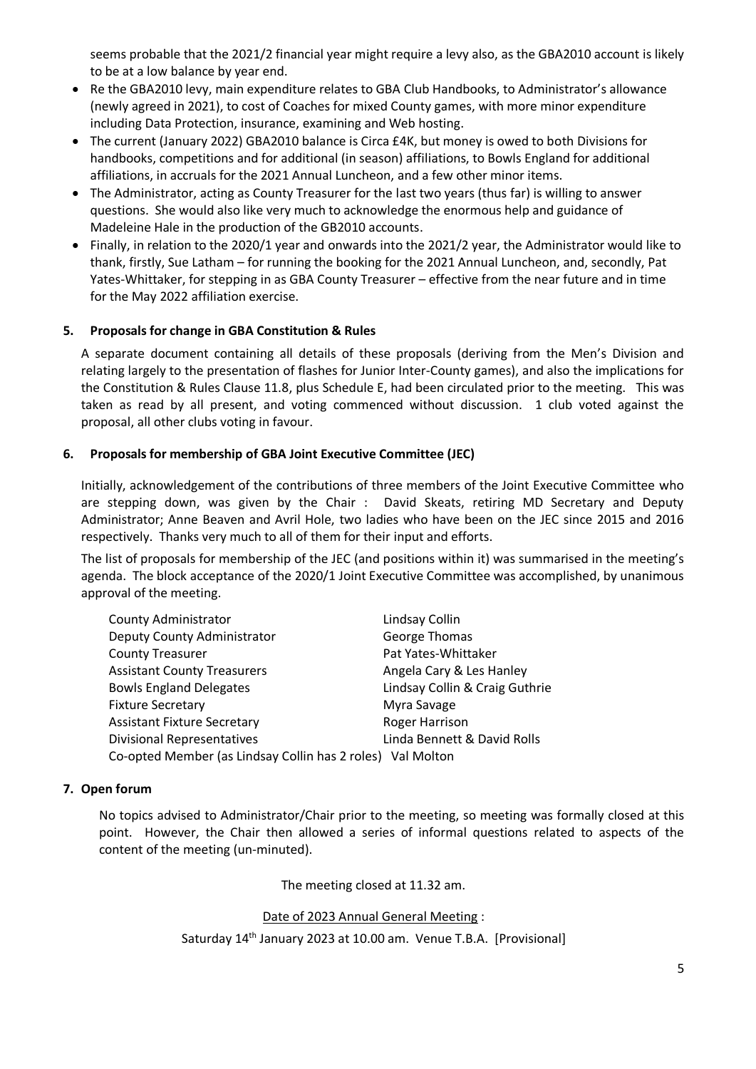seems probable that the 2021/2 financial year might require a levy also, as the GBA2010 account is likely to be at a low balance by year end.

- Re the GBA2010 levy, main expenditure relates to GBA Club Handbooks, to Administrator's allowance (newly agreed in 2021), to cost of Coaches for mixed County games, with more minor expenditure including Data Protection, insurance, examining and Web hosting.
- The current (January 2022) GBA2010 balance is Circa £4K, but money is owed to both Divisions for handbooks, competitions and for additional (in season) affiliations, to Bowls England for additional affiliations, in accruals for the 2021 Annual Luncheon, and a few other minor items.
- The Administrator, acting as County Treasurer for the last two years (thus far) is willing to answer questions. She would also like very much to acknowledge the enormous help and guidance of Madeleine Hale in the production of the GB2010 accounts.
- Finally, in relation to the 2020/1 year and onwards into the 2021/2 year, the Administrator would like to thank, firstly, Sue Latham – for running the booking for the 2021 Annual Luncheon, and, secondly, Pat Yates-Whittaker, for stepping in as GBA County Treasurer – effective from the near future and in time for the May 2022 affiliation exercise.

**5. Proposals for change in GBA Constitution & Rules**

A separate document containing all details of these proposals (deriving from the Men's Division and relating largely to the presentation of flashes for Junior Inter-County games), and also the implications for the Constitution & Rules Clause 11.8, plus Schedule E, had been circulated prior to the meeting. This was taken as read by all present, and voting commenced without discussion. 1 club voted against the proposal, all other clubs voting in favour.

**6. Proposals for membership of GBA Joint Executive Committee (JEC)**

Initially, acknowledgement of the contributions of three members of the Joint Executive Committee who are stepping down, was given by the Chair : David Skeats, retiring MD Secretary and Deputy Administrator; Anne Beaven and Avril Hole, two ladies who have been on the JEC since 2015 and 2016 respectively. Thanks very much to all of them for their input and efforts.

The list of proposals for membership of the JEC (and positions within it) was summarised in the meeting's agenda. The block acceptance of the 2020/1 Joint Executive Committee was accomplished, by unanimous approval of the meeting.

| | |
|---|---|
| County Administrator | Lindsay Collin |
| Deputy County Administrator | George Thomas |
| County Treasurer | Pat Yates-Whittaker |
| Assistant County Treasurers | Angela Cary & Les Hanley |
| Bowls England Delegates | Lindsay Collin & Craig Guthrie |
| Fixture Secretary | Myra Savage |
| Assistant Fixture Secretary | Roger Harrison |
| Divisional Representatives | Linda Bennett & David Rolls |
| Co-opted Member (as Lindsay Collin has 2 roles) | Val Molton |

**7. Open forum**

No topics advised to Administrator/Chair prior to the meeting, so meeting was formally closed at this point. However, the Chair then allowed a series of informal questions related to aspects of the content of the meeting (un-minuted).

The meeting closed at 11.32 am.

Date of 2023 Annual General Meeting :

Saturday 14th January 2023 at 10.00 am. Venue T.B.A. [Provisional]